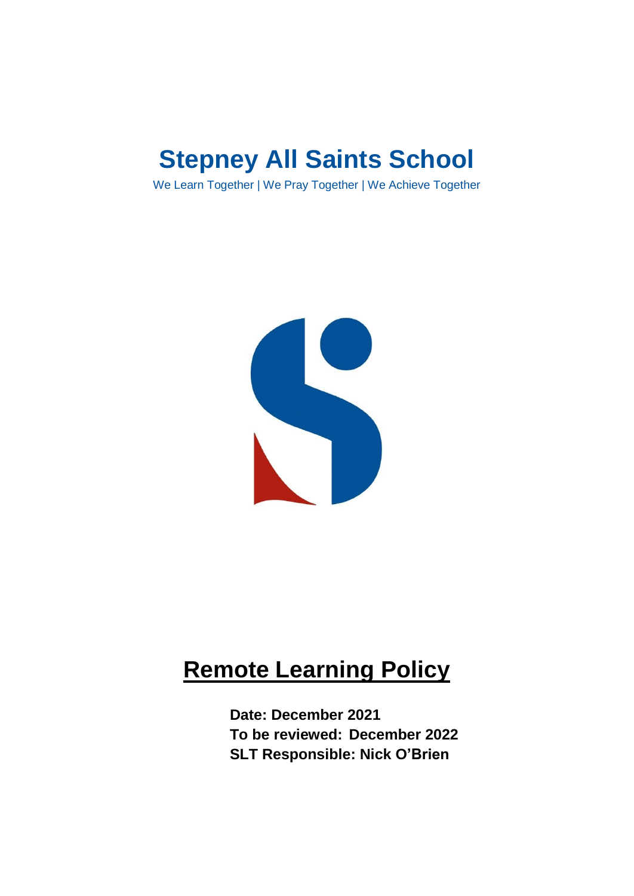# Stepney All Saints School

We Learn Together | We Pray Together | We Achieve Together

# Remote Learning Policy

**Date: December 2021**
**To be reviewed: December 2022**
**SLT Responsible: Nick O'Brien**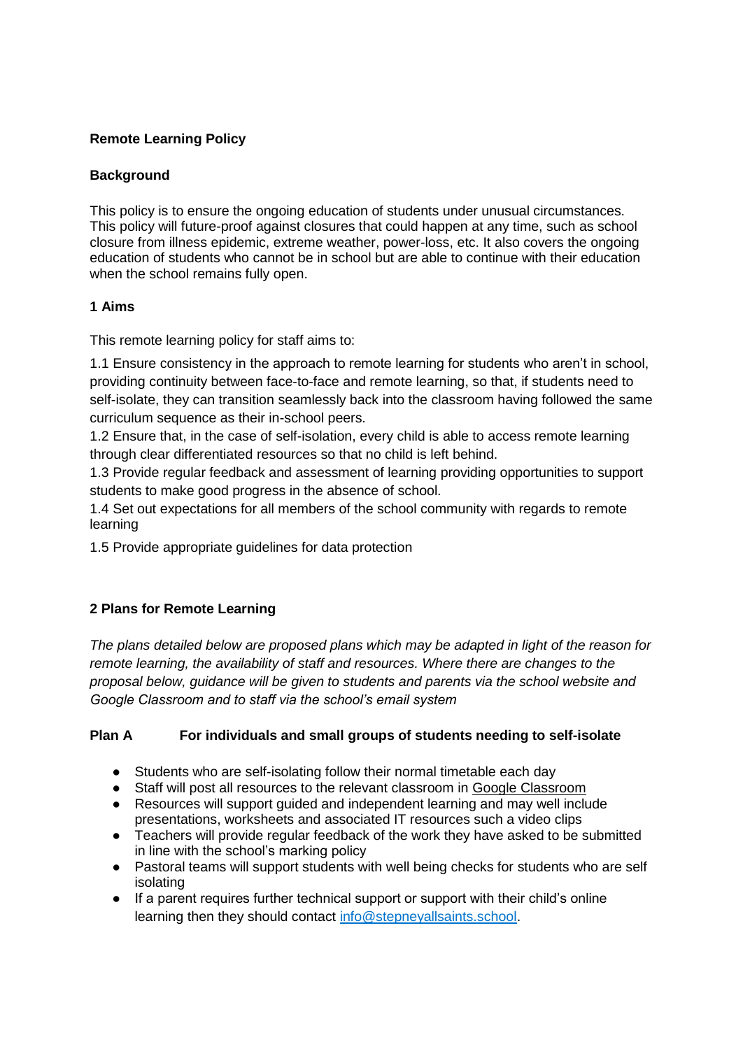**Remote Learning Policy**

**Background**

This policy is to ensure the ongoing education of students under unusual circumstances. This policy will future-proof against closures that could happen at any time, such as school closure from illness epidemic, extreme weather, power-loss, etc. It also covers the ongoing education of students who cannot be in school but are able to continue with their education when the school remains fully open.

**1 Aims**

This remote learning policy for staff aims to:

1.1 Ensure consistency in the approach to remote learning for students who aren't in school, providing continuity between face-to-face and remote learning, so that, if students need to self-isolate, they can transition seamlessly back into the classroom having followed the same curriculum sequence as their in-school peers.
1.2 Ensure that, in the case of self-isolation, every child is able to access remote learning through clear differentiated resources so that no child is left behind.
1.3 Provide regular feedback and assessment of learning providing opportunities to support students to make good progress in the absence of school.
1.4 Set out expectations for all members of the school community with regards to remote learning
1.5 Provide appropriate guidelines for data protection

**2 Plans for Remote Learning**

*The plans detailed below are proposed plans which may be adapted in light of the reason for remote learning, the availability of staff and resources. Where there are changes to the proposal below, guidance will be given to students and parents via the school website and Google Classroom and to staff via the school's email system*

**Plan A For individuals and small groups of students needing to self-isolate**

- Students who are self-isolating follow their normal timetable each day
- Staff will post all resources to the relevant classroom in Google Classroom
- Resources will support guided and independent learning and may well include presentations, worksheets and associated IT resources such a video clips
- Teachers will provide regular feedback of the work they have asked to be submitted in line with the school's marking policy
- Pastoral teams will support students with well being checks for students who are self isolating
- If a parent requires further technical support or support with their child's online learning then they should contact info@stepneyallsaints.school.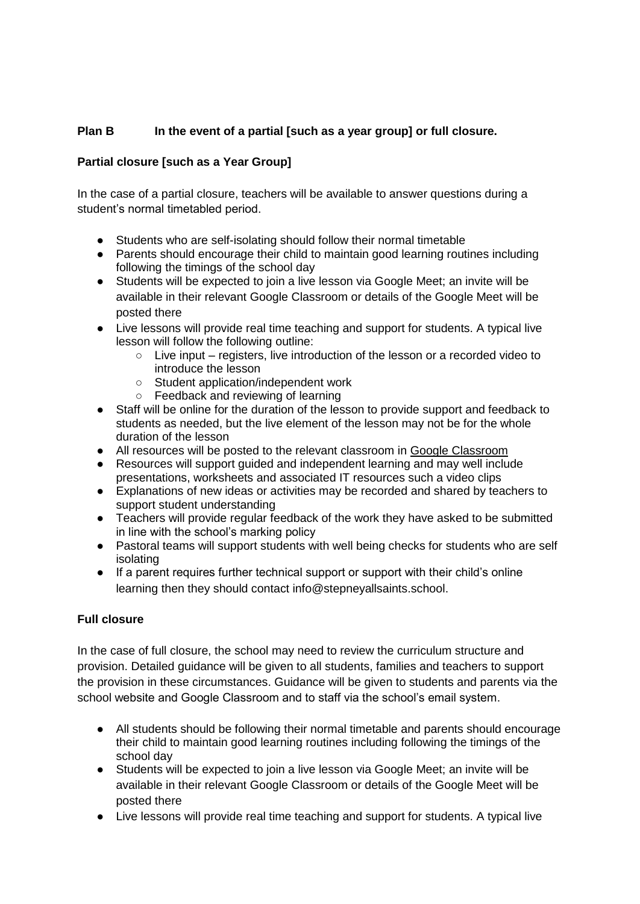**Plan B In the event of a partial [such as a year group] or full closure.**

**Partial closure [such as a Year Group]**

In the case of a partial closure, teachers will be available to answer questions during a student's normal timetabled period.

- Students who are self-isolating should follow their normal timetable
- Parents should encourage their child to maintain good learning routines including following the timings of the school day
- Students will be expected to join a live lesson via Google Meet; an invite will be available in their relevant Google Classroom or details of the Google Meet will be posted there
- Live lessons will provide real time teaching and support for students. A typical live lesson will follow the following outline:
    - Live input – registers, live introduction of the lesson or a recorded video to introduce the lesson
    - Student application/independent work
    - Feedback and reviewing of learning
- Staff will be online for the duration of the lesson to provide support and feedback to students as needed, but the live element of the lesson may not be for the whole duration of the lesson
- All resources will be posted to the relevant classroom in Google Classroom
- Resources will support guided and independent learning and may well include presentations, worksheets and associated IT resources such a video clips
- Explanations of new ideas or activities may be recorded and shared by teachers to support student understanding
- Teachers will provide regular feedback of the work they have asked to be submitted in line with the school's marking policy
- Pastoral teams will support students with well being checks for students who are self isolating
- If a parent requires further technical support or support with their child's online learning then they should contact info@stepneyallsaints.school.

**Full closure**

In the case of full closure, the school may need to review the curriculum structure and provision. Detailed guidance will be given to all students, families and teachers to support the provision in these circumstances. Guidance will be given to students and parents via the school website and Google Classroom and to staff via the school's email system.

- All students should be following their normal timetable and parents should encourage their child to maintain good learning routines including following the timings of the school day
- Students will be expected to join a live lesson via Google Meet; an invite will be available in their relevant Google Classroom or details of the Google Meet will be posted there
- Live lessons will provide real time teaching and support for students. A typical live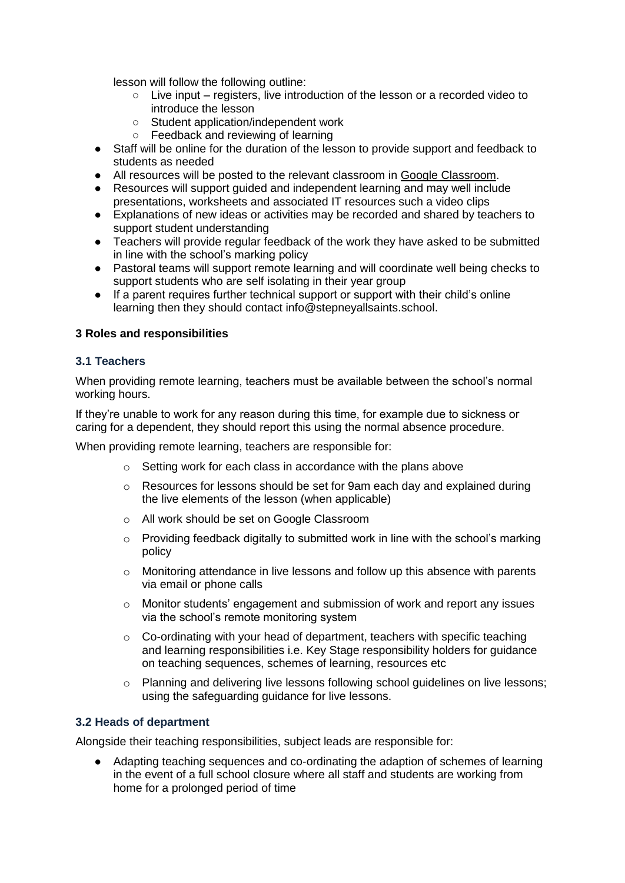lesson will follow the following outline:
  - Live input – registers, live introduction of the lesson or a recorded video to introduce the lesson
  - Student application/independent work
  - Feedback and reviewing of learning
- Staff will be online for the duration of the lesson to provide support and feedback to students as needed
- All resources will be posted to the relevant classroom in Google Classroom.
- Resources will support guided and independent learning and may well include presentations, worksheets and associated IT resources such a video clips
- Explanations of new ideas or activities may be recorded and shared by teachers to support student understanding
- Teachers will provide regular feedback of the work they have asked to be submitted in line with the school's marking policy
- Pastoral teams will support remote learning and will coordinate well being checks to support students who are self isolating in their year group
- If a parent requires further technical support or support with their child's online learning then they should contact info@stepneyallsaints.school.

**3 Roles and responsibilities**

### 3.1 Teachers

When providing remote learning, teachers must be available between the school's normal working hours.

If they're unable to work for any reason during this time, for example due to sickness or caring for a dependent, they should report this using the normal absence procedure.

When providing remote learning, teachers are responsible for:

- Setting work for each class in accordance with the plans above
- Resources for lessons should be set for 9am each day and explained during the live elements of the lesson (when applicable)
- All work should be set on Google Classroom
- Providing feedback digitally to submitted work in line with the school's marking policy
- Monitoring attendance in live lessons and follow up this absence with parents via email or phone calls
- Monitor students' engagement and submission of work and report any issues via the school's remote monitoring system
- Co-ordinating with your head of department, teachers with specific teaching and learning responsibilities i.e. Key Stage responsibility holders for guidance on teaching sequences, schemes of learning, resources etc
- Planning and delivering live lessons following school guidelines on live lessons; using the safeguarding guidance for live lessons.

### 3.2 Heads of department

Alongside their teaching responsibilities, subject leads are responsible for:

- Adapting teaching sequences and co-ordinating the adaption of schemes of learning in the event of a full school closure where all staff and students are working from home for a prolonged period of time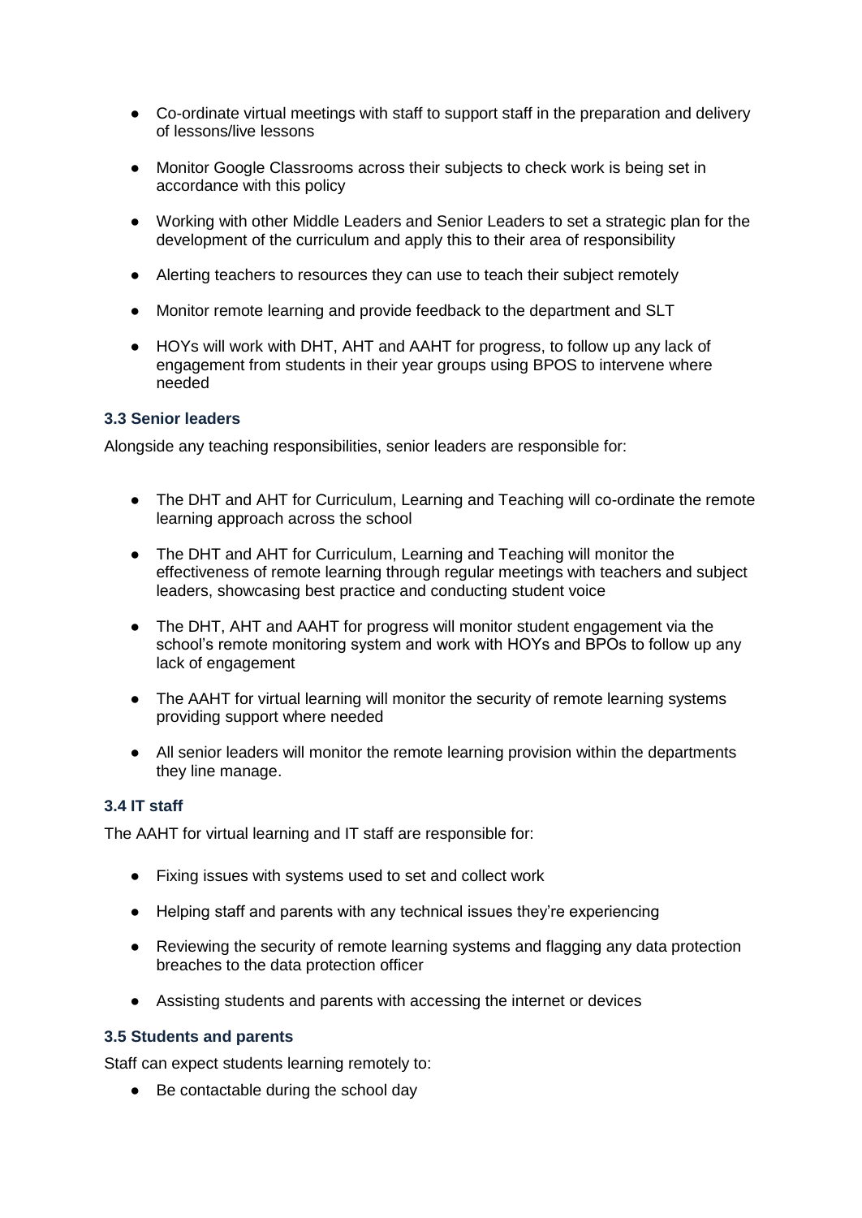- Co-ordinate virtual meetings with staff to support staff in the preparation and delivery of lessons/live lessons
- Monitor Google Classrooms across their subjects to check work is being set in accordance with this policy
- Working with other Middle Leaders and Senior Leaders to set a strategic plan for the development of the curriculum and apply this to their area of responsibility
- Alerting teachers to resources they can use to teach their subject remotely
- Monitor remote learning and provide feedback to the department and SLT
- HOYs will work with DHT, AHT and AAHT for progress, to follow up any lack of engagement from students in their year groups using BPOS to intervene where needed

### 3.3 Senior leaders

Alongside any teaching responsibilities, senior leaders are responsible for:

- The DHT and AHT for Curriculum, Learning and Teaching will co-ordinate the remote learning approach across the school
- The DHT and AHT for Curriculum, Learning and Teaching will monitor the effectiveness of remote learning through regular meetings with teachers and subject leaders, showcasing best practice and conducting student voice
- The DHT, AHT and AAHT for progress will monitor student engagement via the school's remote monitoring system and work with HOYs and BPOs to follow up any lack of engagement
- The AAHT for virtual learning will monitor the security of remote learning systems providing support where needed
- All senior leaders will monitor the remote learning provision within the departments they line manage.

### 3.4 IT staff

The AAHT for virtual learning and IT staff are responsible for:

- Fixing issues with systems used to set and collect work
- Helping staff and parents with any technical issues they're experiencing
- Reviewing the security of remote learning systems and flagging any data protection breaches to the data protection officer
- Assisting students and parents with accessing the internet or devices

### 3.5 Students and parents

Staff can expect students learning remotely to:

- Be contactable during the school day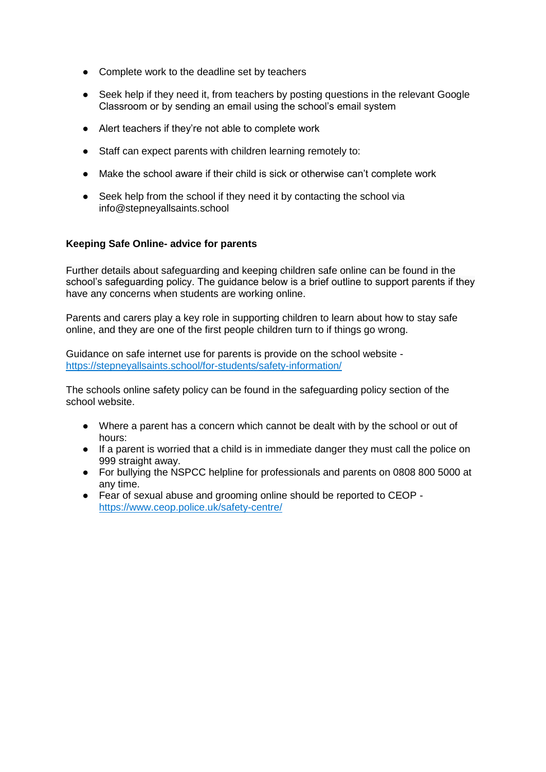- Complete work to the deadline set by teachers
- Seek help if they need it, from teachers by posting questions in the relevant Google Classroom or by sending an email using the school's email system
- Alert teachers if they're not able to complete work
- Staff can expect parents with children learning remotely to:
- Make the school aware if their child is sick or otherwise can't complete work
- Seek help from the school if they need it by contacting the school via info@stepneyallsaints.school

**Keeping Safe Online- advice for parents**

Further details about safeguarding and keeping children safe online can be found in the school's safeguarding policy. The guidance below is a brief outline to support parents if they have any concerns when students are working online.

Parents and carers play a key role in supporting children to learn about how to stay safe online, and they are one of the first people children turn to if things go wrong.

Guidance on safe internet use for parents is provide on the school website - https://stepneyallsaints.school/for-students/safety-information/

The schools online safety policy can be found in the safeguarding policy section of the school website.

- Where a parent has a concern which cannot be dealt with by the school or out of hours:
- If a parent is worried that a child is in immediate danger they must call the police on 999 straight away.
- For bullying the NSPCC helpline for professionals and parents on 0808 800 5000 at any time.
- Fear of sexual abuse and grooming online should be reported to CEOP - https://www.ceop.police.uk/safety-centre/